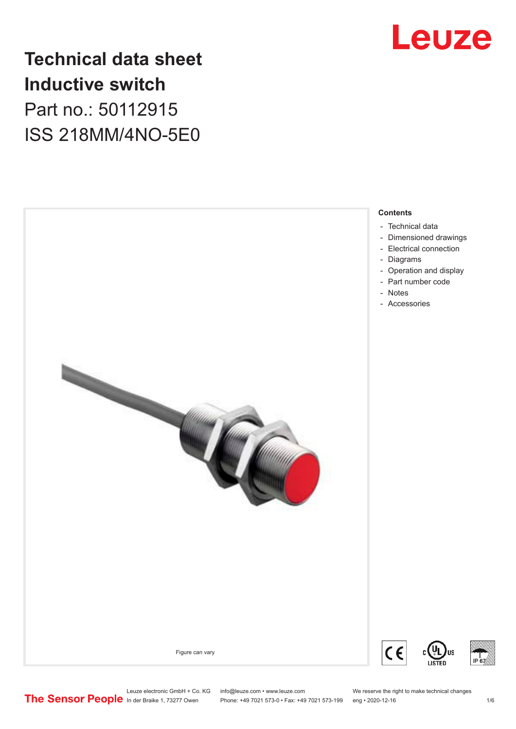# Technical data sheet
# Inductive switch

Part no.: 50112915

ISS 218MM/4NO-5E0

Figure can vary

## Contents

- Technical data
- Dimensioned drawings
- Electrical connection
- Diagrams
- Operation and display
- Part number code
- Notes
- Accessories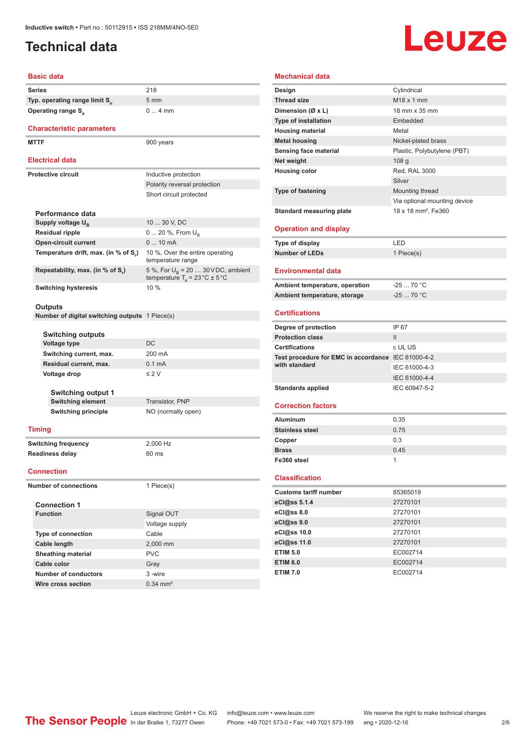# Technical data

## Basic data

| | |
|---|---|
| Series | 218 |
| Typ. operating range limit $S_n$ | 5 mm |
| Operating range $S_a$ | 0 ... 4 mm |

## Characteristic parameters

| | |
|---|---|
| MTTF | 900 years |

## Electrical data

| | |
|---|---|
| Protective circuit | Inductive protection |
| | Polarity reversal protection |
| | Short circuit protected |

### Performance data

| | |
|---|---|
| Supply voltage $U_B$ | 10 ... 30 V, DC |
| Residual ripple | 0 ... 20 %, From $U_B$ |
| Open-circuit current | 0 ... 10 mA |
| Temperature drift, max. (in % of $S_r$) | 10 %, Over the entire operating temperature range |
| Repeatability, max. (in % of $S_r$) | 5 %, For $U_B$ = 20 … 30 V DC, ambient temperature $T_a$ = 23 °C ± 5 °C |
| Switching hysteresis | 10 % |

### Outputs

| | |
|---|---|
| Number of digital switching outputs | 1 Piece(s) |

#### Switching outputs

| | |
|---|---|
| Voltage type | DC |
| Switching current, max. | 200 mA |
| Residual current, max. | 0.1 mA |
| Voltage drop | ≤ 2 V |

##### Switching output 1

| | |
|---|---|
| Switching element | Transistor, PNP |
| Switching principle | NO (normally open) |

## Timing

| | |
|---|---|
| Switching frequency | 2,000 Hz |
| Readiness delay | 60 ms |

## Connection

| | |
|---|---|
| Number of connections | 1 Piece(s) |

### Connection 1

| | |
|---|---|
| Function | Signal OUT |
| | Voltage supply |
| Type of connection | Cable |
| Cable length | 2,000 mm |
| Sheathing material | PVC |
| Cable color | Gray |
| Number of conductors | 3 -wire |
| Wire cross section | 0.34 mm² |

## Mechanical data

| | |
|---|---|
| Design | Cylindrical |
| Thread size | M18 x 1 mm |
| Dimension (Ø x L) | 18 mm x 35 mm |
| Type of installation | Embedded |
| Housing material | Metal |
| Metal housing | Nickel-plated brass |
| Sensing face material | Plastic, Polybutylene (PBT) |
| Net weight | 108 g |
| Housing color | Red, RAL 3000 |
| | Silver |
| Type of fastening | Mounting thread |
| | Via optional mounting device |
| Standard measuring plate | 18 x 18 mm², Fe360 |

## Operation and display

| | |
|---|---|
| Type of display | LED |
| Number of LEDs | 1 Piece(s) |

## Environmental data

| | |
|---|---|
| Ambient temperature, operation | -25 ... 70 °C |
| Ambient temperature, storage | -25 ... 70 °C |

## Certifications

| | |
|---|---|
| Degree of protection | IP 67 |
| Protection class | II |
| Certifications | c UL US |
| Test procedure for EMC in accordance with standard | IEC 61000-4-2 |
| | IEC 61000-4-3 |
| | IEC 61000-4-4 |
| Standards applied | IEC 60947-5-2 |

## Correction factors

| | |
|---|---|
| Aluminum | 0.35 |
| Stainless steel | 0.75 |
| Copper | 0.3 |
| Brass | 0.45 |
| Fe360 steel | 1 |

## Classification

| | |
|---|---|
| Customs tariff number | 85365019 |
| eCl@ss 5.1.4 | 27270101 |
| eCl@ss 8.0 | 27270101 |
| eCl@ss 9.0 | 27270101 |
| eCl@ss 10.0 | 27270101 |
| eCl@ss 11.0 | 27270101 |
| ETIM 5.0 | EC002714 |
| ETIM 6.0 | EC002714 |
| ETIM 7.0 | EC002714 |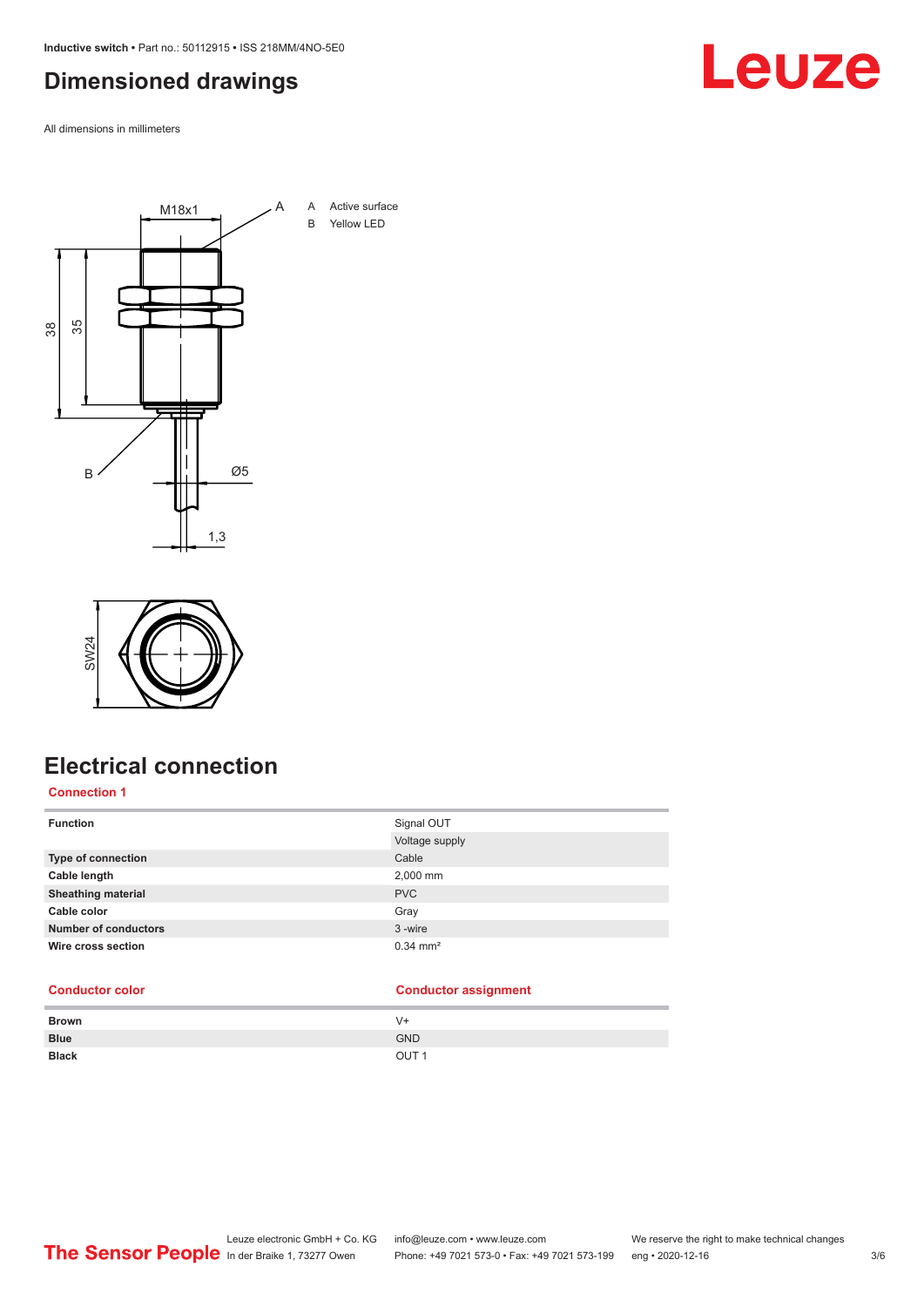## Dimensioned drawings

All dimensions in millimeters

A Active surface
B Yellow LED

## Electrical connection

**Connection 1**

| | |
|---|---|
| **Function** | Signal OUT<br>Voltage supply |
| **Type of connection** | Cable |
| **Cable length** | 2,000 mm |
| **Sheathing material** | PVC |
| **Cable color** | Gray |
| **Number of conductors** | 3 -wire |
| **Wire cross section** | 0.34 mm² |

| Conductor color | Conductor assignment |
|---|---|
| **Brown** | V+ |
| **Blue** | GND |
| **Black** | OUT 1 |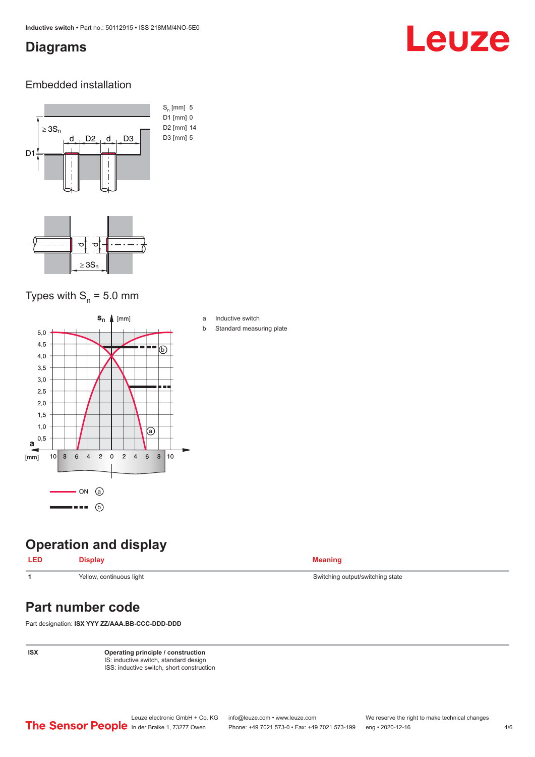## Diagrams

### Embedded installation

| | |
|---|---|
| $S_n$ [mm] | 5 |
| D1 [mm] | 0 |
| D2 [mm] | 14 |
| D3 [mm] | 5 |

### Types with $S_n$ = 5.0 mm

a Inductive switch

b Standard measuring plate

## Operation and display

| LED | Display | Meaning |
|---|---|---|
| 1 | Yellow, continuous light | Switching output/switching state |

## Part number code

Part designation: **ISX YYY ZZ/AAA.BB-CCC-DDD-DDD**

| | |
|---|---|
| **ISX** | **Operating principle / construction**<br>IS: inductive switch, standard design<br>ISS: inductive switch, short construction |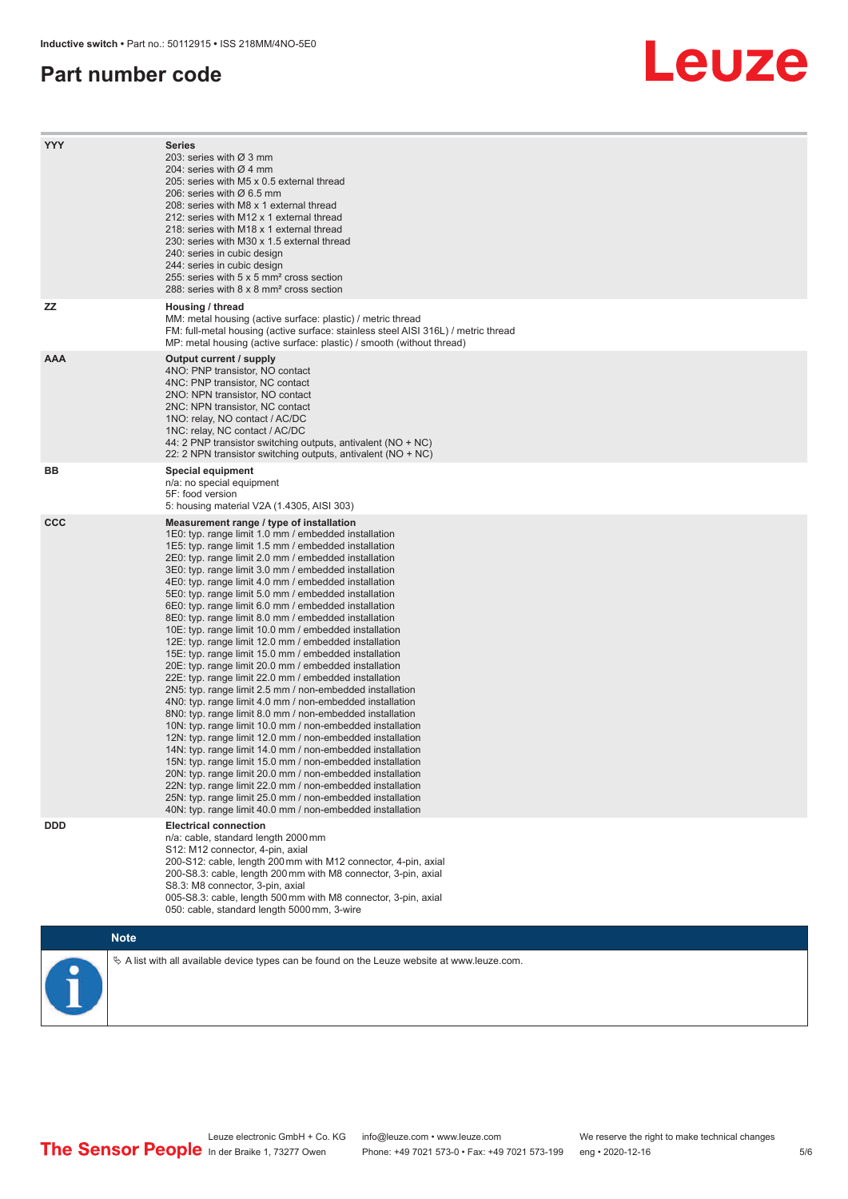# Part number code

| | |
|---|---|
| YYY | **Series**<br>203: series with Ø 3 mm<br>204: series with Ø 4 mm<br>205: series with M5 x 0.5 external thread<br>206: series with Ø 6.5 mm<br>208: series with M8 x 1 external thread<br>212: series with M12 x 1 external thread<br>218: series with M18 x 1 external thread<br>230: series with M30 x 1.5 external thread<br>240: series in cubic design<br>244: series in cubic design<br>255: series with 5 x 5 mm² cross section<br>288: series with 8 x 8 mm² cross section |
| ZZ | **Housing / thread**<br>MM: metal housing (active surface: plastic) / metric thread<br>FM: full-metal housing (active surface: stainless steel AISI 316L) / metric thread<br>MP: metal housing (active surface: plastic) / smooth (without thread) |
| AAA | **Output current / supply**<br>4NO: PNP transistor, NO contact<br>4NC: PNP transistor, NC contact<br>2NO: NPN transistor, NO contact<br>2NC: NPN transistor, NC contact<br>1NO: relay, NO contact / AC/DC<br>1NC: relay, NC contact / AC/DC<br>44: 2 PNP transistor switching outputs, antivalent (NO + NC)<br>22: 2 NPN transistor switching outputs, antivalent (NO + NC) |
| BB | **Special equipment**<br>n/a: no special equipment<br>5F: food version<br>5: housing material V2A (1.4305, AISI 303) |
| CCC | **Measurement range / type of installation**<br>1E0: typ. range limit 1.0 mm / embedded installation<br>1E5: typ. range limit 1.5 mm / embedded installation<br>2E0: typ. range limit 2.0 mm / embedded installation<br>3E0: typ. range limit 3.0 mm / embedded installation<br>4E0: typ. range limit 4.0 mm / embedded installation<br>5E0: typ. range limit 5.0 mm / embedded installation<br>6E0: typ. range limit 6.0 mm / embedded installation<br>8E0: typ. range limit 8.0 mm / embedded installation<br>10E: typ. range limit 10.0 mm / embedded installation<br>12E: typ. range limit 12.0 mm / embedded installation<br>15E: typ. range limit 15.0 mm / embedded installation<br>20E: typ. range limit 20.0 mm / embedded installation<br>22E: typ. range limit 22.0 mm / embedded installation<br>2N5: typ. range limit 2.5 mm / non-embedded installation<br>4N0: typ. range limit 4.0 mm / non-embedded installation<br>8N0: typ. range limit 8.0 mm / non-embedded installation<br>10N: typ. range limit 10.0 mm / non-embedded installation<br>12N: typ. range limit 12.0 mm / non-embedded installation<br>14N: typ. range limit 14.0 mm / non-embedded installation<br>15N: typ. range limit 15.0 mm / non-embedded installation<br>20N: typ. range limit 20.0 mm / non-embedded installation<br>22N: typ. range limit 22.0 mm / non-embedded installation<br>25N: typ. range limit 25.0 mm / non-embedded installation<br>40N: typ. range limit 40.0 mm / non-embedded installation |
| DDD | **Electrical connection**<br>n/a: cable, standard length 2000 mm<br>S12: M12 connector, 4-pin, axial<br>200-S12: cable, length 200 mm with M12 connector, 4-pin, axial<br>200-S8.3: cable, length 200 mm with M8 connector, 3-pin, axial<br>S8.3: M8 connector, 3-pin, axial<br>005-S8.3: cable, length 500 mm with M8 connector, 3-pin, axial<br>050: cable, standard length 5000 mm, 3-wire |

**Note**

↳ A list with all available device types can be found on the Leuze website at www.leuze.com.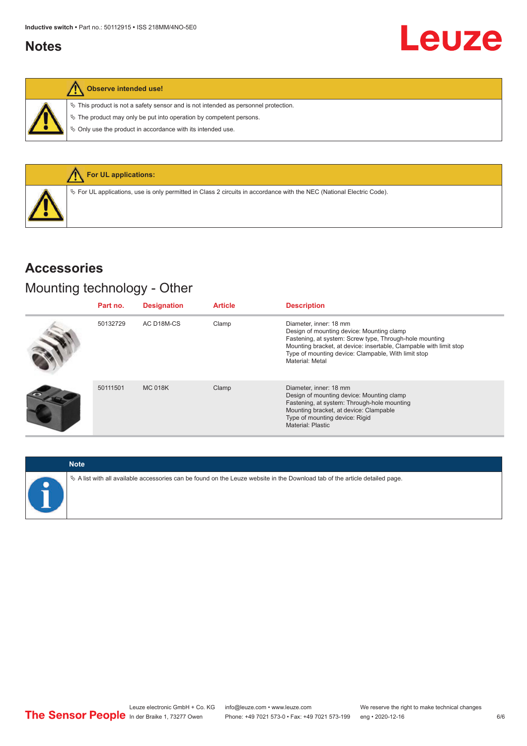## Notes

**Observe intended use!**

- ♄ This product is not a safety sensor and is not intended as personnel protection.
- ♄ The product may only be put into operation by competent persons.
- ♄ Only use the product in accordance with its intended use.

**For UL applications:**

- ♄ For UL applications, use is only permitted in Class 2 circuits in accordance with the NEC (National Electric Code).

## Accessories

### Mounting technology - Other

| Part no. | Designation | Article | Description |
|---|---|---|---|
| 50132729 | AC D18M-CS | Clamp | Diameter, inner: 18 mm<br>Design of mounting device: Mounting clamp<br>Fastening, at system: Screw type, Through-hole mounting<br>Mounting bracket, at device: insertable, Clampable with limit stop<br>Type of mounting device: Clampable, With limit stop<br>Material: Metal |
| 50111501 | MC 018K | Clamp | Diameter, inner: 18 mm<br>Design of mounting device: Mounting clamp<br>Fastening, at system: Through-hole mounting<br>Mounting bracket, at device: Clampable<br>Type of mounting device: Rigid<br>Material: Plastic |

**Note**

- ♄ A list with all available accessories can be found on the Leuze website in the Download tab of the article detailed page.